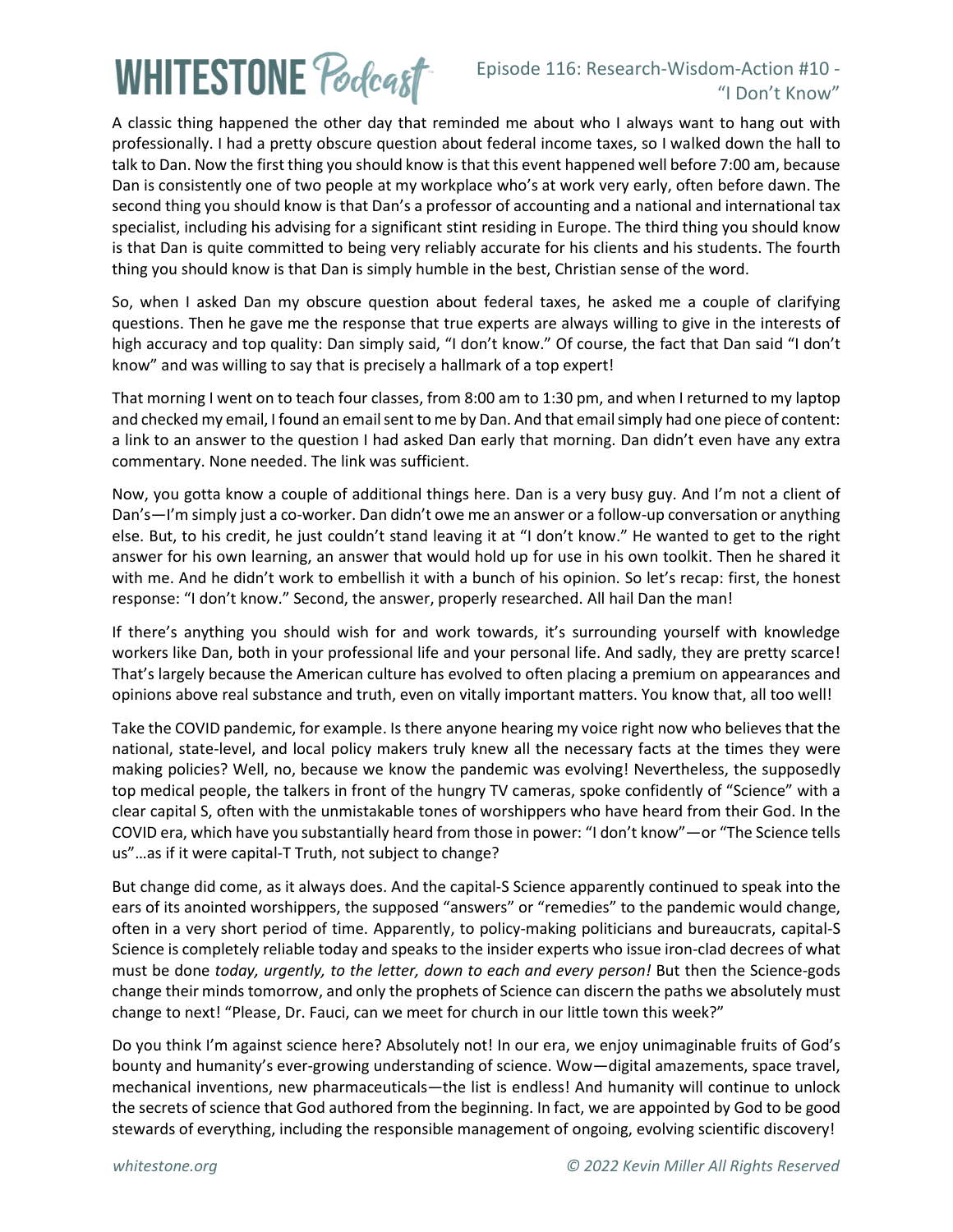A classic thing happened the other day that reminded me about who I always want to hang out with professionally. I had a pretty obscure question about federal income taxes, so I walked down the hall to talk to Dan. Now the first thing you should know is that this event happened well before 7:00 am, because Dan is consistently one of two people at my workplace who's at work very early, often before dawn. The second thing you should know is that Dan's a professor of accounting and a national and international tax specialist, including his advising for a significant stint residing in Europe. The third thing you should know is that Dan is quite committed to being very reliably accurate for his clients and his students. The fourth thing you should know is that Dan is simply humble in the best, Christian sense of the word.

So, when I asked Dan my obscure question about federal taxes, he asked me a couple of clarifying questions. Then he gave me the response that true experts are always willing to give in the interests of high accuracy and top quality: Dan simply said, "I don't know." Of course, the fact that Dan said "I don't know" and was willing to say that is precisely a hallmark of a top expert!

That morning I went on to teach four classes, from 8:00 am to 1:30 pm, and when I returned to my laptop and checked my email, I found an email sent to me by Dan. And that email simply had one piece of content: a link to an answer to the question I had asked Dan early that morning. Dan didn't even have any extra commentary. None needed. The link was sufficient.

Now, you gotta know a couple of additional things here. Dan is a very busy guy. And I'm not a client of Dan's—I'm simply just a co-worker. Dan didn't owe me an answer or a follow-up conversation or anything else. But, to his credit, he just couldn't stand leaving it at "I don't know." He wanted to get to the right answer for his own learning, an answer that would hold up for use in his own toolkit. Then he shared it with me. And he didn't work to embellish it with a bunch of his opinion. So let's recap: first, the honest response: "I don't know." Second, the answer, properly researched. All hail Dan the man!

If there's anything you should wish for and work towards, it's surrounding yourself with knowledge workers like Dan, both in your professional life and your personal life. And sadly, they are pretty scarce! That's largely because the American culture has evolved to often placing a premium on appearances and opinions above real substance and truth, even on vitally important matters. You know that, all too well!

Take the COVID pandemic, for example. Is there anyone hearing my voice right now who believes that the national, state-level, and local policy makers truly knew all the necessary facts at the times they were making policies? Well, no, because we know the pandemic was evolving! Nevertheless, the supposedly top medical people, the talkers in front of the hungry TV cameras, spoke confidently of "Science" with a clear capital S, often with the unmistakable tones of worshippers who have heard from their God. In the COVID era, which have you substantially heard from those in power: "I don't know"—or "The Science tells us"…as if it were capital-T Truth, not subject to change?

But change did come, as it always does. And the capital-S Science apparently continued to speak into the ears of its anointed worshippers, the supposed "answers" or "remedies" to the pandemic would change, often in a very short period of time. Apparently, to policy-making politicians and bureaucrats, capital-S Science is completely reliable today and speaks to the insider experts who issue iron-clad decrees of what must be done *today, urgently, to the letter, down to each and every person!* But then the Science-gods change their minds tomorrow, and only the prophets of Science can discern the paths we absolutely must change to next! "Please, Dr. Fauci, can we meet for church in our little town this week?"

Do you think I'm against science here? Absolutely not! In our era, we enjoy unimaginable fruits of God's bounty and humanity's ever-growing understanding of science. Wow—digital amazements, space travel, mechanical inventions, new pharmaceuticals—the list is endless! And humanity will continue to unlock the secrets of science that God authored from the beginning. In fact, we are appointed by God to be good stewards of everything, including the responsible management of ongoing, evolving scientific discovery!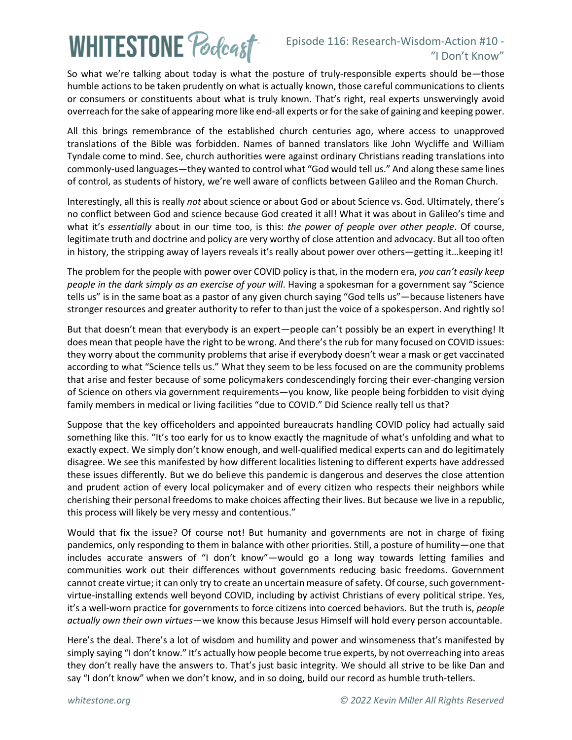So what we're talking about today is what the posture of truly-responsible experts should be—those humble actions to be taken prudently on what is actually known, those careful communications to clients or consumers or constituents about what is truly known. That's right, real experts unswervingly avoid overreach for the sake of appearing more like end-all experts or for the sake of gaining and keeping power.

All this brings remembrance of the established church centuries ago, where access to unapproved translations of the Bible was forbidden. Names of banned translators like John Wycliffe and William Tyndale come to mind. See, church authorities were against ordinary Christians reading translations into commonly-used languages—they wanted to control what "God would tell us." And along these same lines of control, as students of history, we're well aware of conflicts between Galileo and the Roman Church.

Interestingly, all this is really *not* about science or about God or about Science vs. God. Ultimately, there's no conflict between God and science because God created it all! What it was about in Galileo's time and what it's *essentially* about in our time too, is this: *the power of people over other people*. Of course, legitimate truth and doctrine and policy are very worthy of close attention and advocacy. But all too often in history, the stripping away of layers reveals it's really about power over others—getting it…keeping it!

The problem for the people with power over COVID policy is that, in the modern era, *you can't easily keep people in the dark simply as an exercise of your will*. Having a spokesman for a government say "Science tells us" is in the same boat as a pastor of any given church saying "God tells us"—because listeners have stronger resources and greater authority to refer to than just the voice of a spokesperson. And rightly so!

But that doesn't mean that everybody is an expert—people can't possibly be an expert in everything! It does mean that people have the right to be wrong. And there's the rub for many focused on COVID issues: they worry about the community problems that arise if everybody doesn't wear a mask or get vaccinated according to what "Science tells us." What they seem to be less focused on are the community problems that arise and fester because of some policymakers condescendingly forcing their ever-changing version of Science on others via government requirements—you know, like people being forbidden to visit dying family members in medical or living facilities "due to COVID." Did Science really tell us that?

Suppose that the key officeholders and appointed bureaucrats handling COVID policy had actually said something like this. "It's too early for us to know exactly the magnitude of what's unfolding and what to exactly expect. We simply don't know enough, and well-qualified medical experts can and do legitimately disagree. We see this manifested by how different localities listening to different experts have addressed these issues differently. But we do believe this pandemic is dangerous and deserves the close attention and prudent action of every local policymaker and of every citizen who respects their neighbors while cherishing their personal freedoms to make choices affecting their lives. But because we live in a republic, this process will likely be very messy and contentious."

Would that fix the issue? Of course not! But humanity and governments are not in charge of fixing pandemics, only responding to them in balance with other priorities. Still, a posture of humility—one that includes accurate answers of "I don't know"—would go a long way towards letting families and communities work out their differences without governments reducing basic freedoms. Government cannot create virtue; it can only try to create an uncertain measure of safety. Of course, such government-virtue-installing extends well beyond COVID, including by activist Christians of every political stripe. Yes, it's a well-worn practice for governments to force citizens into coerced behaviors. But the truth is, *people actually own their own virtues*—we know this because Jesus Himself will hold every person accountable.

Here's the deal. There's a lot of wisdom and humility and power and winsomeness that's manifested by simply saying "I don't know." It's actually how people become true experts, by not overreaching into areas they don't really have the answers to. That's just basic integrity. We should all strive to be like Dan and say "I don't know" when we don't know, and in so doing, build our record as humble truth-tellers.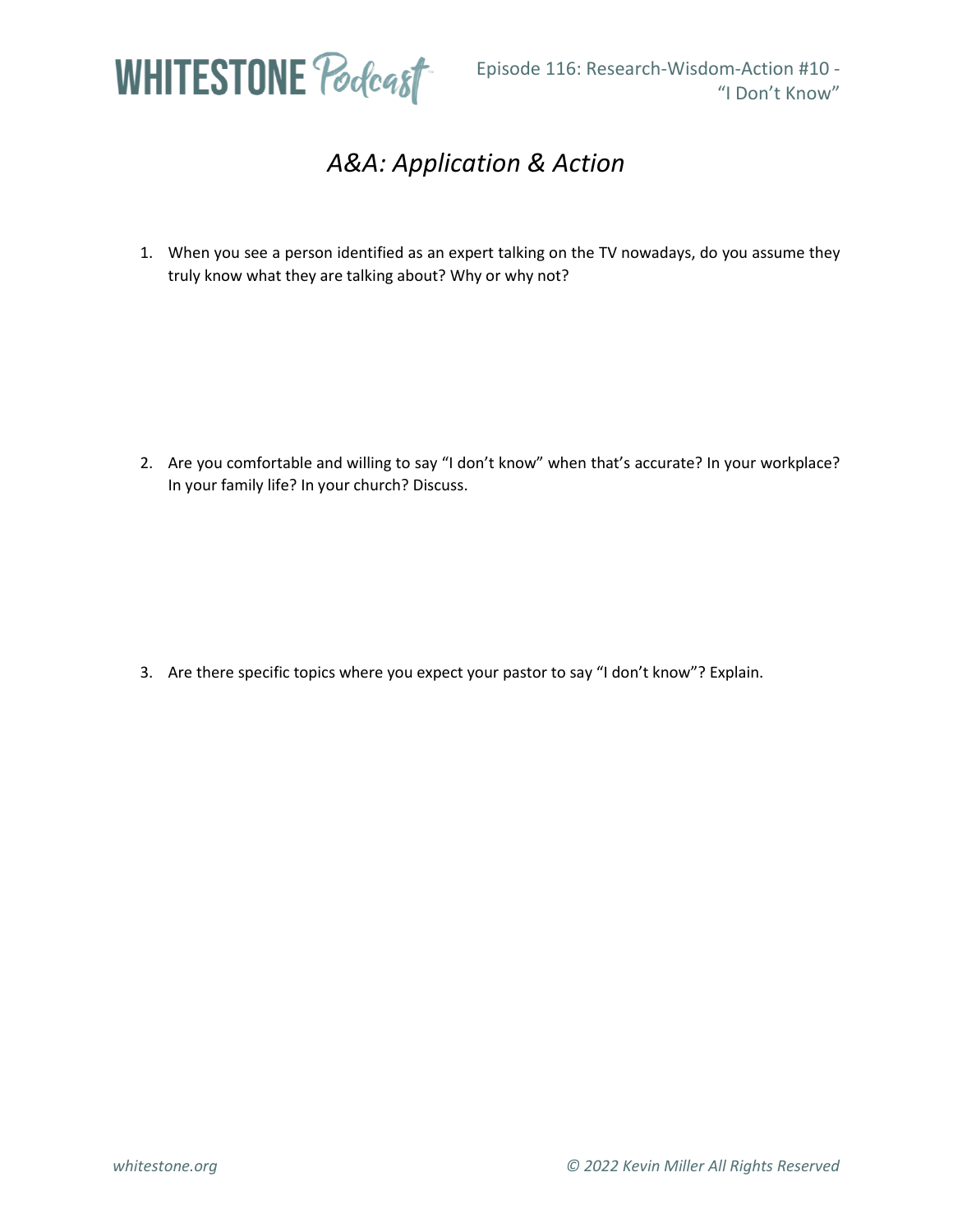# *A&A: Application & Action*

1. When you see a person identified as an expert talking on the TV nowadays, do you assume they truly know what they are talking about? Why or why not?

2. Are you comfortable and willing to say "I don't know" when that's accurate? In your workplace? In your family life? In your church? Discuss.

3. Are there specific topics where you expect your pastor to say "I don't know"? Explain.